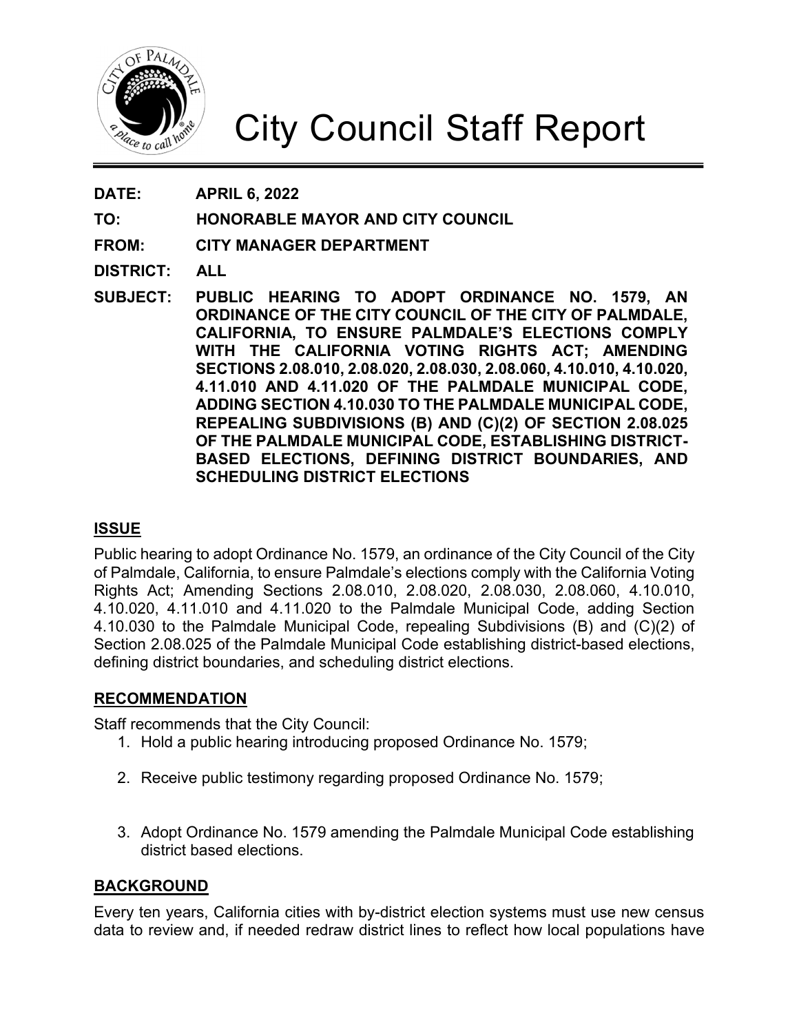# City Council Staff Report

**DATE:** **APRIL 6, 2022**

**TO:** **HONORABLE MAYOR AND CITY COUNCIL**

**FROM:** **CITY MANAGER DEPARTMENT**

**DISTRICT:** **ALL**

**SUBJECT:** **PUBLIC HEARING TO ADOPT ORDINANCE NO. 1579, AN ORDINANCE OF THE CITY COUNCIL OF THE CITY OF PALMDALE, CALIFORNIA, TO ENSURE PALMDALE'S ELECTIONS COMPLY WITH THE CALIFORNIA VOTING RIGHTS ACT; AMENDING SECTIONS 2.08.010, 2.08.020, 2.08.030, 2.08.060, 4.10.010, 4.10.020, 4.11.010 AND 4.11.020 OF THE PALMDALE MUNICIPAL CODE, ADDING SECTION 4.10.030 TO THE PALMDALE MUNICIPAL CODE, REPEALING SUBDIVISIONS (B) AND (C)(2) OF SECTION 2.08.025 OF THE PALMDALE MUNICIPAL CODE, ESTABLISHING DISTRICT-BASED ELECTIONS, DEFINING DISTRICT BOUNDARIES, AND SCHEDULING DISTRICT ELECTIONS**

## ISSUE

Public hearing to adopt Ordinance No. 1579, an ordinance of the City Council of the City of Palmdale, California, to ensure Palmdale's elections comply with the California Voting Rights Act; Amending Sections 2.08.010, 2.08.020, 2.08.030, 2.08.060, 4.10.010, 4.10.020, 4.11.010 and 4.11.020 to the Palmdale Municipal Code, adding Section 4.10.030 to the Palmdale Municipal Code, repealing Subdivisions (B) and (C)(2) of Section 2.08.025 of the Palmdale Municipal Code establishing district-based elections, defining district boundaries, and scheduling district elections.

## RECOMMENDATION

Staff recommends that the City Council:

1. Hold a public hearing introducing proposed Ordinance No. 1579;
2. Receive public testimony regarding proposed Ordinance No. 1579;
3. Adopt Ordinance No. 1579 amending the Palmdale Municipal Code establishing district based elections.

## BACKGROUND

Every ten years, California cities with by-district election systems must use new census data to review and, if needed redraw district lines to reflect how local populations have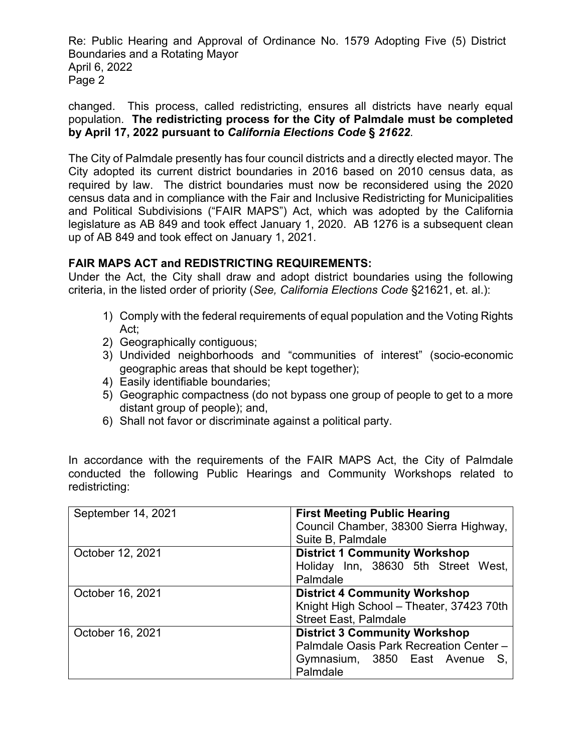changed. This process, called redistricting, ensures all districts have nearly equal population. **The redistricting process for the City of Palmdale must be completed by April 17, 2022 pursuant to *California Elections Code § 21622*.**

The City of Palmdale presently has four council districts and a directly elected mayor. The City adopted its current district boundaries in 2016 based on 2010 census data, as required by law. The district boundaries must now be reconsidered using the 2020 census data and in compliance with the Fair and Inclusive Redistricting for Municipalities and Political Subdivisions ("FAIR MAPS") Act, which was adopted by the California legislature as AB 849 and took effect January 1, 2020. AB 1276 is a subsequent clean up of AB 849 and took effect on January 1, 2021.

**FAIR MAPS ACT and REDISTRICTING REQUIREMENTS:**

Under the Act, the City shall draw and adopt district boundaries using the following criteria, in the listed order of priority (*See, California Elections Code* §21621, et. al.):

1) Comply with the federal requirements of equal population and the Voting Rights Act;
2) Geographically contiguous;
3) Undivided neighborhoods and "communities of interest" (socio-economic geographic areas that should be kept together);
4) Easily identifiable boundaries;
5) Geographic compactness (do not bypass one group of people to get to a more distant group of people); and,
6) Shall not favor or discriminate against a political party.

In accordance with the requirements of the FAIR MAPS Act, the City of Palmdale conducted the following Public Hearings and Community Workshops related to redistricting:

| | |
|---|---|
| September 14, 2021 | **First Meeting Public Hearing**<br>Council Chamber, 38300 Sierra Highway, Suite B, Palmdale |
| October 12, 2021 | **District 1 Community Workshop**<br>Holiday Inn, 38630 5th Street West, Palmdale |
| October 16, 2021 | **District 4 Community Workshop**<br>Knight High School – Theater, 37423 70th Street East, Palmdale |
| October 16, 2021 | **District 3 Community Workshop**<br>Palmdale Oasis Park Recreation Center – Gymnasium, 3850 East Avenue S, Palmdale |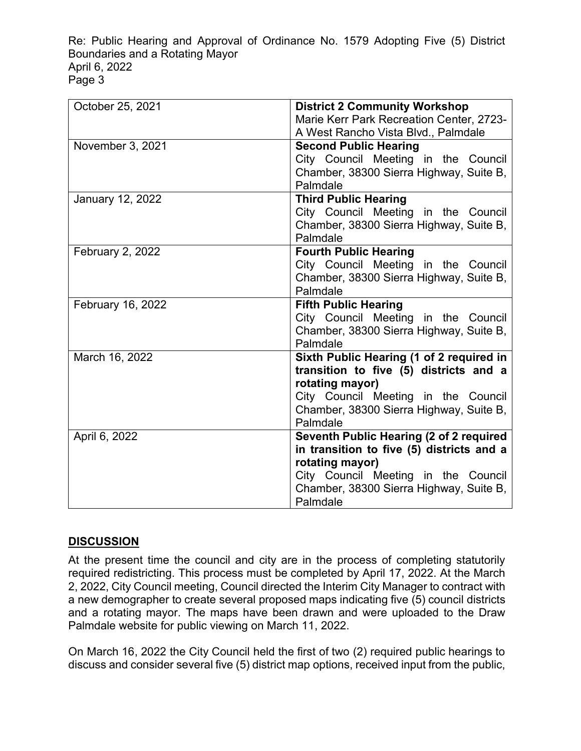| | |
|---|---|
| October 25, 2021 | **District 2 Community Workshop** Marie Kerr Park Recreation Center, 2723-A West Rancho Vista Blvd., Palmdale |
| November 3, 2021 | **Second Public Hearing** City Council Meeting in the Council Chamber, 38300 Sierra Highway, Suite B, Palmdale |
| January 12, 2022 | **Third Public Hearing** City Council Meeting in the Council Chamber, 38300 Sierra Highway, Suite B, Palmdale |
| February 2, 2022 | **Fourth Public Hearing** City Council Meeting in the Council Chamber, 38300 Sierra Highway, Suite B, Palmdale |
| February 16, 2022 | **Fifth Public Hearing** City Council Meeting in the Council Chamber, 38300 Sierra Highway, Suite B, Palmdale |
| March 16, 2022 | **Sixth Public Hearing (1 of 2 required in transition to five (5) districts and a rotating mayor)** City Council Meeting in the Council Chamber, 38300 Sierra Highway, Suite B, Palmdale |
| April 6, 2022 | **Seventh Public Hearing (2 of 2 required in transition to five (5) districts and a rotating mayor)** City Council Meeting in the Council Chamber, 38300 Sierra Highway, Suite B, Palmdale |

## DISCUSSION

At the present time the council and city are in the process of completing statutorily required redistricting. This process must be completed by April 17, 2022. At the March 2, 2022, City Council meeting, Council directed the Interim City Manager to contract with a new demographer to create several proposed maps indicating five (5) council districts and a rotating mayor. The maps have been drawn and were uploaded to the Draw Palmdale website for public viewing on March 11, 2022.

On March 16, 2022 the City Council held the first of two (2) required public hearings to discuss and consider several five (5) district map options, received input from the public,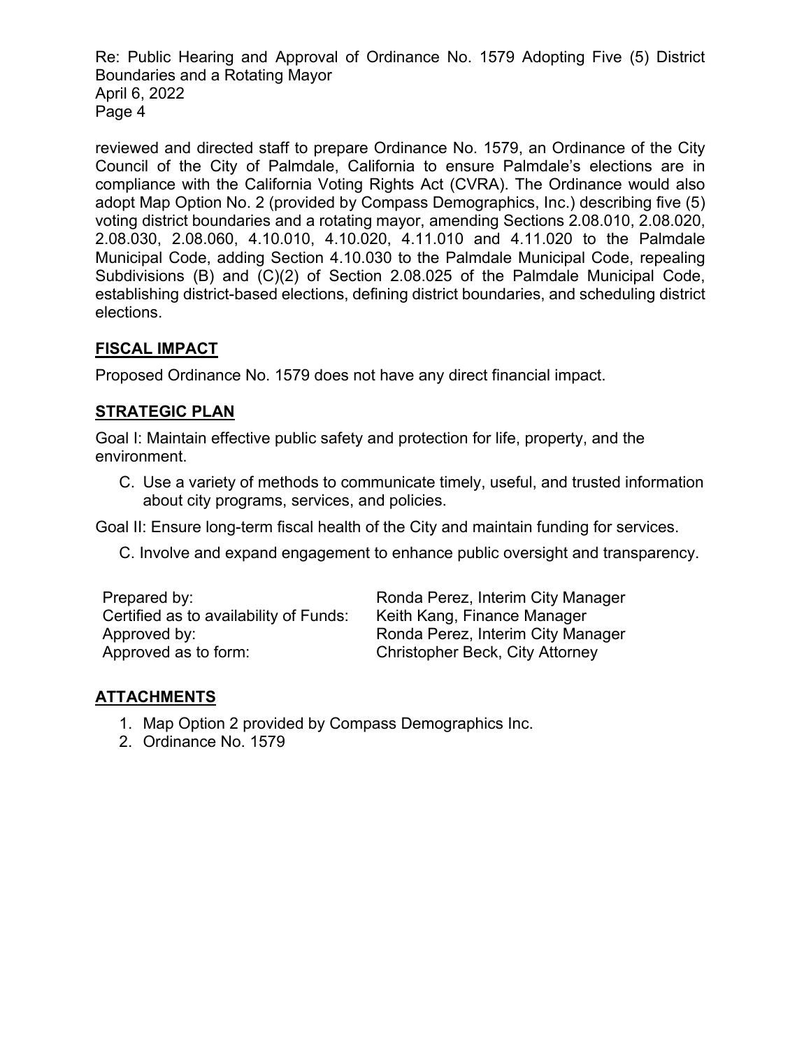reviewed and directed staff to prepare Ordinance No. 1579, an Ordinance of the City Council of the City of Palmdale, California to ensure Palmdale's elections are in compliance with the California Voting Rights Act (CVRA). The Ordinance would also adopt Map Option No. 2 (provided by Compass Demographics, Inc.) describing five (5) voting district boundaries and a rotating mayor, amending Sections 2.08.010, 2.08.020, 2.08.030, 2.08.060, 4.10.010, 4.10.020, 4.11.010 and 4.11.020 to the Palmdale Municipal Code, adding Section 4.10.030 to the Palmdale Municipal Code, repealing Subdivisions (B) and (C)(2) of Section 2.08.025 of the Palmdale Municipal Code, establishing district-based elections, defining district boundaries, and scheduling district elections.

## FISCAL IMPACT

Proposed Ordinance No. 1579 does not have any direct financial impact.

## STRATEGIC PLAN

Goal I: Maintain effective public safety and protection for life, property, and the environment.

C. Use a variety of methods to communicate timely, useful, and trusted information about city programs, services, and policies.

Goal II: Ensure long-term fiscal health of the City and maintain funding for services.

C. Involve and expand engagement to enhance public oversight and transparency.

| | |
|---|---|
| Prepared by: | Ronda Perez, Interim City Manager |
| Certified as to availability of Funds: | Keith Kang, Finance Manager |
| Approved by: | Ronda Perez, Interim City Manager |
| Approved as to form: | Christopher Beck, City Attorney |

## ATTACHMENTS

1. Map Option 2 provided by Compass Demographics Inc.
2. Ordinance No. 1579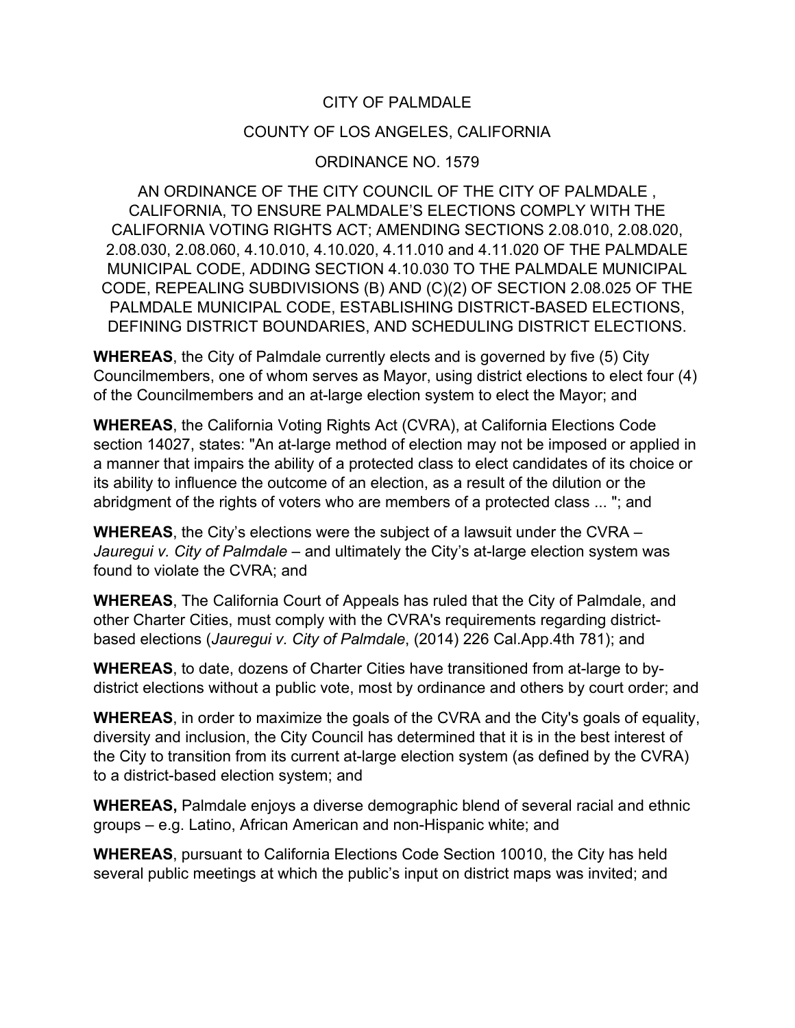CITY OF PALMDALE

COUNTY OF LOS ANGELES, CALIFORNIA

ORDINANCE NO. 1579

AN ORDINANCE OF THE CITY COUNCIL OF THE CITY OF PALMDALE , CALIFORNIA, TO ENSURE PALMDALE'S ELECTIONS COMPLY WITH THE CALIFORNIA VOTING RIGHTS ACT; AMENDING SECTIONS 2.08.010, 2.08.020, 2.08.030, 2.08.060, 4.10.010, 4.10.020, 4.11.010 and 4.11.020 OF THE PALMDALE MUNICIPAL CODE, ADDING SECTION 4.10.030 TO THE PALMDALE MUNICIPAL CODE, REPEALING SUBDIVISIONS (B) AND (C)(2) OF SECTION 2.08.025 OF THE PALMDALE MUNICIPAL CODE, ESTABLISHING DISTRICT-BASED ELECTIONS, DEFINING DISTRICT BOUNDARIES, AND SCHEDULING DISTRICT ELECTIONS.

**WHEREAS**, the City of Palmdale currently elects and is governed by five (5) City Councilmembers, one of whom serves as Mayor, using district elections to elect four (4) of the Councilmembers and an at-large election system to elect the Mayor; and

**WHEREAS**, the California Voting Rights Act (CVRA), at California Elections Code section 14027, states: "An at-large method of election may not be imposed or applied in a manner that impairs the ability of a protected class to elect candidates of its choice or its ability to influence the outcome of an election, as a result of the dilution or the abridgment of the rights of voters who are members of a protected class ... "; and

**WHEREAS**, the City's elections were the subject of a lawsuit under the CVRA – *Jauregui v. City of Palmdale* – and ultimately the City's at-large election system was found to violate the CVRA; and

**WHEREAS**, The California Court of Appeals has ruled that the City of Palmdale, and other Charter Cities, must comply with the CVRA's requirements regarding district-based elections (*Jauregui v. City of Palmdale*, (2014) 226 Cal.App.4th 781); and

**WHEREAS**, to date, dozens of Charter Cities have transitioned from at-large to by-district elections without a public vote, most by ordinance and others by court order; and

**WHEREAS**, in order to maximize the goals of the CVRA and the City's goals of equality, diversity and inclusion, the City Council has determined that it is in the best interest of the City to transition from its current at-large election system (as defined by the CVRA) to a district-based election system; and

**WHEREAS,** Palmdale enjoys a diverse demographic blend of several racial and ethnic groups – e.g. Latino, African American and non-Hispanic white; and

**WHEREAS**, pursuant to California Elections Code Section 10010, the City has held several public meetings at which the public's input on district maps was invited; and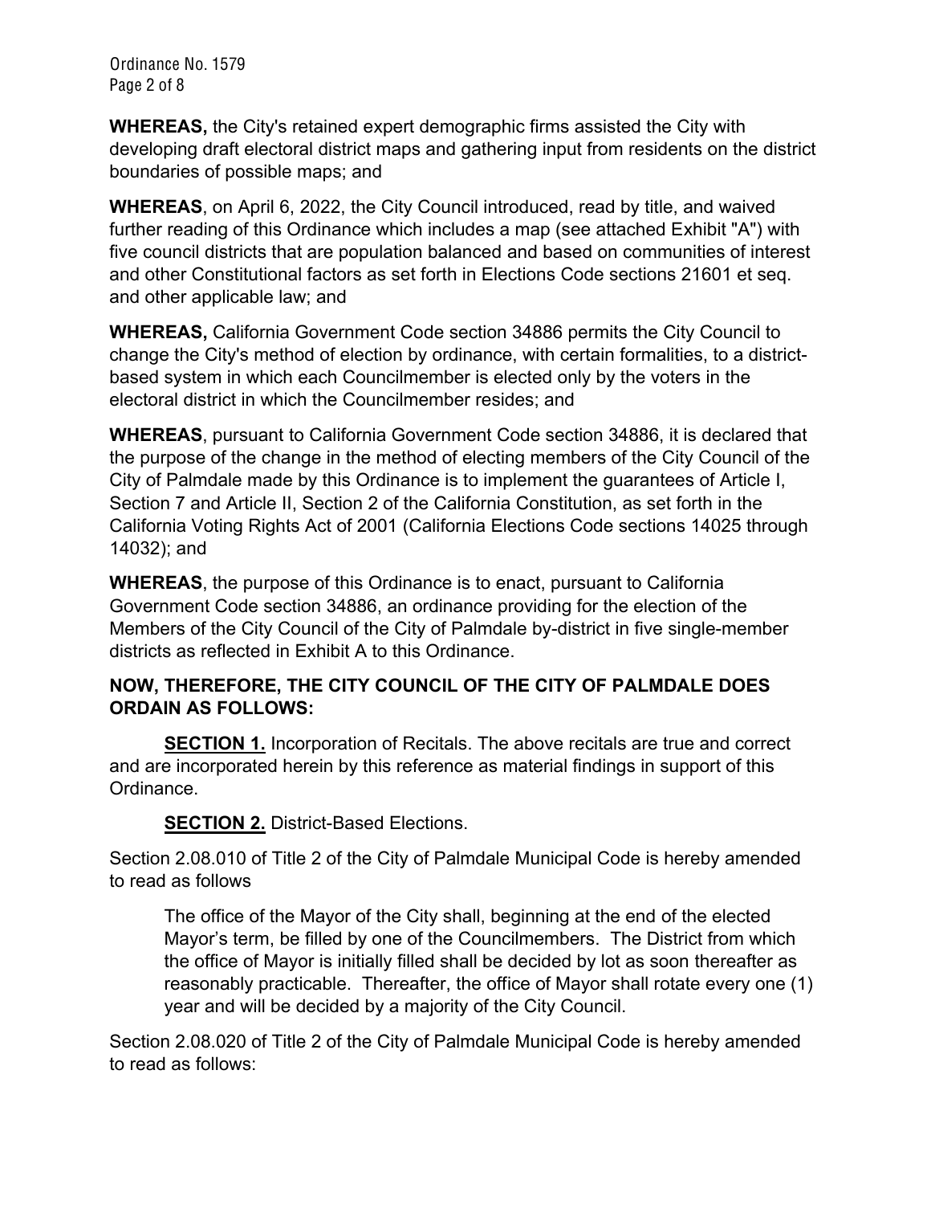**WHEREAS,** the City's retained expert demographic firms assisted the City with developing draft electoral district maps and gathering input from residents on the district boundaries of possible maps; and

**WHEREAS**, on April 6, 2022, the City Council introduced, read by title, and waived further reading of this Ordinance which includes a map (see attached Exhibit "A") with five council districts that are population balanced and based on communities of interest and other Constitutional factors as set forth in Elections Code sections 21601 et seq. and other applicable law; and

**WHEREAS,** California Government Code section 34886 permits the City Council to change the City's method of election by ordinance, with certain formalities, to a district-based system in which each Councilmember is elected only by the voters in the electoral district in which the Councilmember resides; and

**WHEREAS**, pursuant to California Government Code section 34886, it is declared that the purpose of the change in the method of electing members of the City Council of the City of Palmdale made by this Ordinance is to implement the guarantees of Article I, Section 7 and Article II, Section 2 of the California Constitution, as set forth in the California Voting Rights Act of 2001 (California Elections Code sections 14025 through 14032); and

**WHEREAS**, the purpose of this Ordinance is to enact, pursuant to California Government Code section 34886, an ordinance providing for the election of the Members of the City Council of the City of Palmdale by-district in five single-member districts as reflected in Exhibit A to this Ordinance.

**NOW, THEREFORE, THE CITY COUNCIL OF THE CITY OF PALMDALE DOES ORDAIN AS FOLLOWS:**

**SECTION 1.** Incorporation of Recitals. The above recitals are true and correct and are incorporated herein by this reference as material findings in support of this Ordinance.

**SECTION 2.** District-Based Elections.

Section 2.08.010 of Title 2 of the City of Palmdale Municipal Code is hereby amended to read as follows

> The office of the Mayor of the City shall, beginning at the end of the elected Mayor's term, be filled by one of the Councilmembers. The District from which the office of Mayor is initially filled shall be decided by lot as soon thereafter as reasonably practicable. Thereafter, the office of Mayor shall rotate every one (1) year and will be decided by a majority of the City Council.

Section 2.08.020 of Title 2 of the City of Palmdale Municipal Code is hereby amended to read as follows: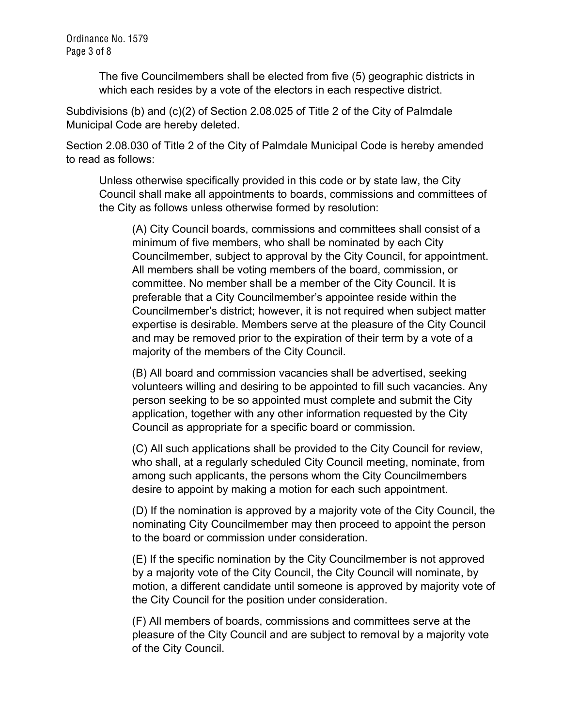The five Councilmembers shall be elected from five (5) geographic districts in which each resides by a vote of the electors in each respective district.

Subdivisions (b) and (c)(2) of Section 2.08.025 of Title 2 of the City of Palmdale Municipal Code are hereby deleted.

Section 2.08.030 of Title 2 of the City of Palmdale Municipal Code is hereby amended to read as follows:

> Unless otherwise specifically provided in this code or by state law, the City Council shall make all appointments to boards, commissions and committees of the City as follows unless otherwise formed by resolution:
>
> (A) City Council boards, commissions and committees shall consist of a minimum of five members, who shall be nominated by each City Councilmember, subject to approval by the City Council, for appointment. All members shall be voting members of the board, commission, or committee. No member shall be a member of the City Council. It is preferable that a City Councilmember's appointee reside within the Councilmember's district; however, it is not required when subject matter expertise is desirable. Members serve at the pleasure of the City Council and may be removed prior to the expiration of their term by a vote of a majority of the members of the City Council.
>
> (B) All board and commission vacancies shall be advertised, seeking volunteers willing and desiring to be appointed to fill such vacancies. Any person seeking to be so appointed must complete and submit the City application, together with any other information requested by the City Council as appropriate for a specific board or commission.
>
> (C) All such applications shall be provided to the City Council for review, who shall, at a regularly scheduled City Council meeting, nominate, from among such applicants, the persons whom the City Councilmembers desire to appoint by making a motion for each such appointment.
>
> (D) If the nomination is approved by a majority vote of the City Council, the nominating City Councilmember may then proceed to appoint the person to the board or commission under consideration.
>
> (E) If the specific nomination by the City Councilmember is not approved by a majority vote of the City Council, the City Council will nominate, by motion, a different candidate until someone is approved by majority vote of the City Council for the position under consideration.
>
> (F) All members of boards, commissions and committees serve at the pleasure of the City Council and are subject to removal by a majority vote of the City Council.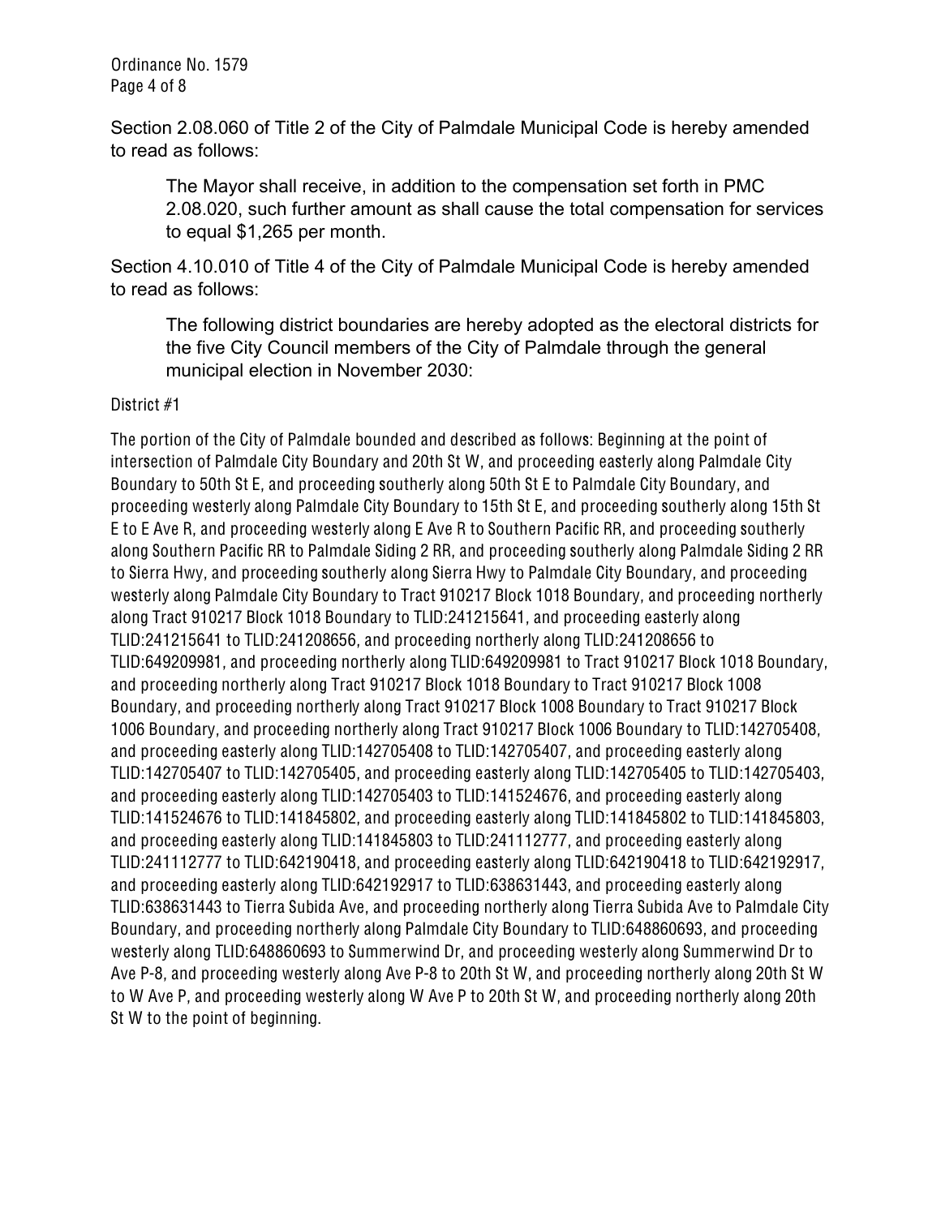Section 2.08.060 of Title 2 of the City of Palmdale Municipal Code is hereby amended to read as follows:

> The Mayor shall receive, in addition to the compensation set forth in PMC 2.08.020, such further amount as shall cause the total compensation for services to equal $1,265 per month.

Section 4.10.010 of Title 4 of the City of Palmdale Municipal Code is hereby amended to read as follows:

> The following district boundaries are hereby adopted as the electoral districts for the five City Council members of the City of Palmdale through the general municipal election in November 2030:

District #1

The portion of the City of Palmdale bounded and described as follows: Beginning at the point of intersection of Palmdale City Boundary and 20th St W, and proceeding easterly along Palmdale City Boundary to 50th St E, and proceeding southerly along 50th St E to Palmdale City Boundary, and proceeding westerly along Palmdale City Boundary to 15th St E, and proceeding southerly along 15th St E to E Ave R, and proceeding westerly along E Ave R to Southern Pacific RR, and proceeding southerly along Southern Pacific RR to Palmdale Siding 2 RR, and proceeding southerly along Palmdale Siding 2 RR to Sierra Hwy, and proceeding southerly along Sierra Hwy to Palmdale City Boundary, and proceeding westerly along Palmdale City Boundary to Tract 910217 Block 1018 Boundary, and proceeding northerly along Tract 910217 Block 1018 Boundary to TLID:241215641, and proceeding easterly along TLID:241215641 to TLID:241208656, and proceeding northerly along TLID:241208656 to TLID:649209981, and proceeding northerly along TLID:649209981 to Tract 910217 Block 1018 Boundary, and proceeding northerly along Tract 910217 Block 1018 Boundary to Tract 910217 Block 1008 Boundary, and proceeding northerly along Tract 910217 Block 1008 Boundary to Tract 910217 Block 1006 Boundary, and proceeding northerly along Tract 910217 Block 1006 Boundary to TLID:142705408, and proceeding easterly along TLID:142705408 to TLID:142705407, and proceeding easterly along TLID:142705407 to TLID:142705405, and proceeding easterly along TLID:142705405 to TLID:142705403, and proceeding easterly along TLID:142705403 to TLID:141524676, and proceeding easterly along TLID:141524676 to TLID:141845802, and proceeding easterly along TLID:141845802 to TLID:141845803, and proceeding easterly along TLID:141845803 to TLID:241112777, and proceeding easterly along TLID:241112777 to TLID:642190418, and proceeding easterly along TLID:642190418 to TLID:642192917, and proceeding easterly along TLID:642192917 to TLID:638631443, and proceeding easterly along TLID:638631443 to Tierra Subida Ave, and proceeding northerly along Tierra Subida Ave to Palmdale City Boundary, and proceeding northerly along Palmdale City Boundary to TLID:648860693, and proceeding westerly along TLID:648860693 to Summerwind Dr, and proceeding westerly along Summerwind Dr to Ave P-8, and proceeding westerly along Ave P-8 to 20th St W, and proceeding northerly along 20th St W to W Ave P, and proceeding westerly along W Ave P to 20th St W, and proceeding northerly along 20th St W to the point of beginning.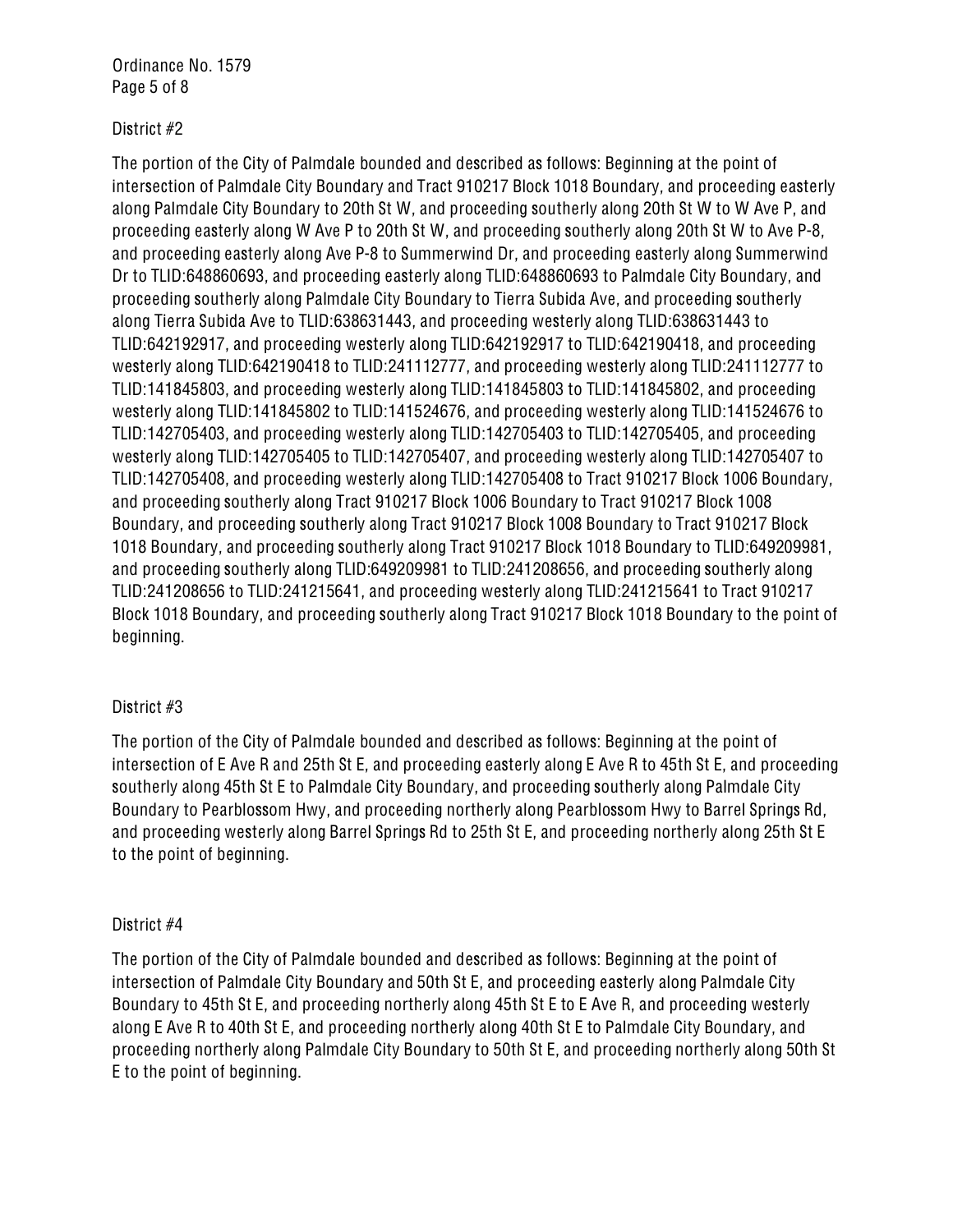District #2

The portion of the City of Palmdale bounded and described as follows: Beginning at the point of intersection of Palmdale City Boundary and Tract 910217 Block 1018 Boundary, and proceeding easterly along Palmdale City Boundary to 20th St W, and proceeding southerly along 20th St W to W Ave P, and proceeding easterly along W Ave P to 20th St W, and proceeding southerly along 20th St W to Ave P-8, and proceeding easterly along Ave P-8 to Summerwind Dr, and proceeding easterly along Summerwind Dr to TLID:648860693, and proceeding easterly along TLID:648860693 to Palmdale City Boundary, and proceeding southerly along Palmdale City Boundary to Tierra Subida Ave, and proceeding southerly along Tierra Subida Ave to TLID:638631443, and proceeding westerly along TLID:638631443 to TLID:642192917, and proceeding westerly along TLID:642192917 to TLID:642190418, and proceeding westerly along TLID:642190418 to TLID:241112777, and proceeding westerly along TLID:241112777 to TLID:141845803, and proceeding westerly along TLID:141845803 to TLID:141845802, and proceeding westerly along TLID:141845802 to TLID:141524676, and proceeding westerly along TLID:141524676 to TLID:142705403, and proceeding westerly along TLID:142705403 to TLID:142705405, and proceeding westerly along TLID:142705405 to TLID:142705407, and proceeding westerly along TLID:142705407 to TLID:142705408, and proceeding westerly along TLID:142705408 to Tract 910217 Block 1006 Boundary, and proceeding southerly along Tract 910217 Block 1006 Boundary to Tract 910217 Block 1008 Boundary, and proceeding southerly along Tract 910217 Block 1008 Boundary to Tract 910217 Block 1018 Boundary, and proceeding southerly along Tract 910217 Block 1018 Boundary to TLID:649209981, and proceeding southerly along TLID:649209981 to TLID:241208656, and proceeding southerly along TLID:241208656 to TLID:241215641, and proceeding westerly along TLID:241215641 to Tract 910217 Block 1018 Boundary, and proceeding southerly along Tract 910217 Block 1018 Boundary to the point of beginning.

District #3

The portion of the City of Palmdale bounded and described as follows: Beginning at the point of intersection of E Ave R and 25th St E, and proceeding easterly along E Ave R to 45th St E, and proceeding southerly along 45th St E to Palmdale City Boundary, and proceeding southerly along Palmdale City Boundary to Pearblossom Hwy, and proceeding northerly along Pearblossom Hwy to Barrel Springs Rd, and proceeding westerly along Barrel Springs Rd to 25th St E, and proceeding northerly along 25th St E to the point of beginning.

District #4

The portion of the City of Palmdale bounded and described as follows: Beginning at the point of intersection of Palmdale City Boundary and 50th St E, and proceeding easterly along Palmdale City Boundary to 45th St E, and proceeding northerly along 45th St E to E Ave R, and proceeding westerly along E Ave R to 40th St E, and proceeding northerly along 40th St E to Palmdale City Boundary, and proceeding northerly along Palmdale City Boundary to 50th St E, and proceeding northerly along 50th St E to the point of beginning.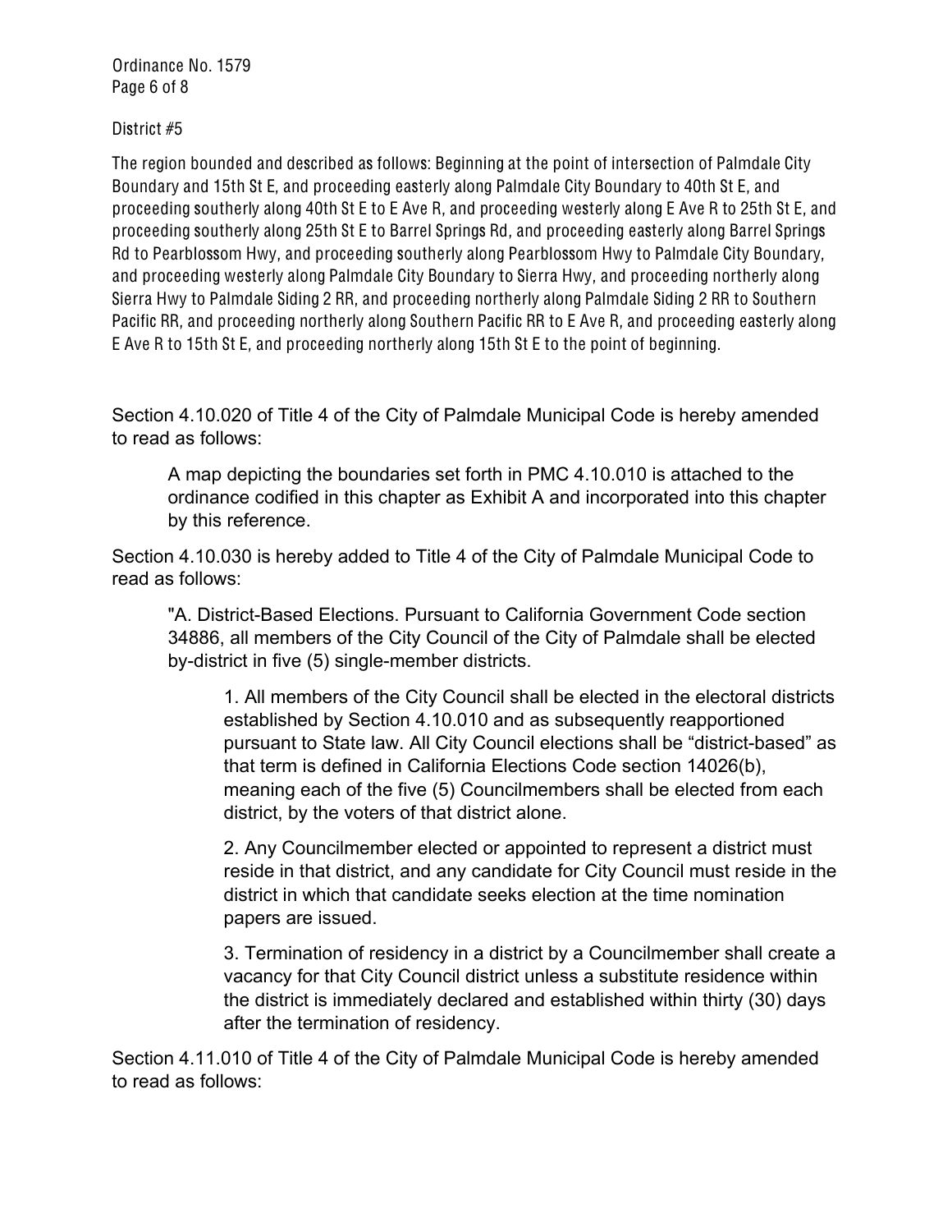District #5

The region bounded and described as follows: Beginning at the point of intersection of Palmdale City Boundary and 15th St E, and proceeding easterly along Palmdale City Boundary to 40th St E, and proceeding southerly along 40th St E to E Ave R, and proceeding westerly along E Ave R to 25th St E, and proceeding southerly along 25th St E to Barrel Springs Rd, and proceeding easterly along Barrel Springs Rd to Pearblossom Hwy, and proceeding southerly along Pearblossom Hwy to Palmdale City Boundary, and proceeding westerly along Palmdale City Boundary to Sierra Hwy, and proceeding northerly along Sierra Hwy to Palmdale Siding 2 RR, and proceeding northerly along Palmdale Siding 2 RR to Southern Pacific RR, and proceeding northerly along Southern Pacific RR to E Ave R, and proceeding easterly along E Ave R to 15th St E, and proceeding northerly along 15th St E to the point of beginning.

Section 4.10.020 of Title 4 of the City of Palmdale Municipal Code is hereby amended to read as follows:

> A map depicting the boundaries set forth in PMC 4.10.010 is attached to the ordinance codified in this chapter as Exhibit A and incorporated into this chapter by this reference.

Section 4.10.030 is hereby added to Title 4 of the City of Palmdale Municipal Code to read as follows:

> "A. District-Based Elections. Pursuant to California Government Code section 34886, all members of the City Council of the City of Palmdale shall be elected by-district in five (5) single-member districts.
>
> > 1. All members of the City Council shall be elected in the electoral districts established by Section 4.10.010 and as subsequently reapportioned pursuant to State law. All City Council elections shall be "district-based" as that term is defined in California Elections Code section 14026(b), meaning each of the five (5) Councilmembers shall be elected from each district, by the voters of that district alone.
> >
> > 2. Any Councilmember elected or appointed to represent a district must reside in that district, and any candidate for City Council must reside in the district in which that candidate seeks election at the time nomination papers are issued.
> >
> > 3. Termination of residency in a district by a Councilmember shall create a vacancy for that City Council district unless a substitute residence within the district is immediately declared and established within thirty (30) days after the termination of residency.

Section 4.11.010 of Title 4 of the City of Palmdale Municipal Code is hereby amended to read as follows: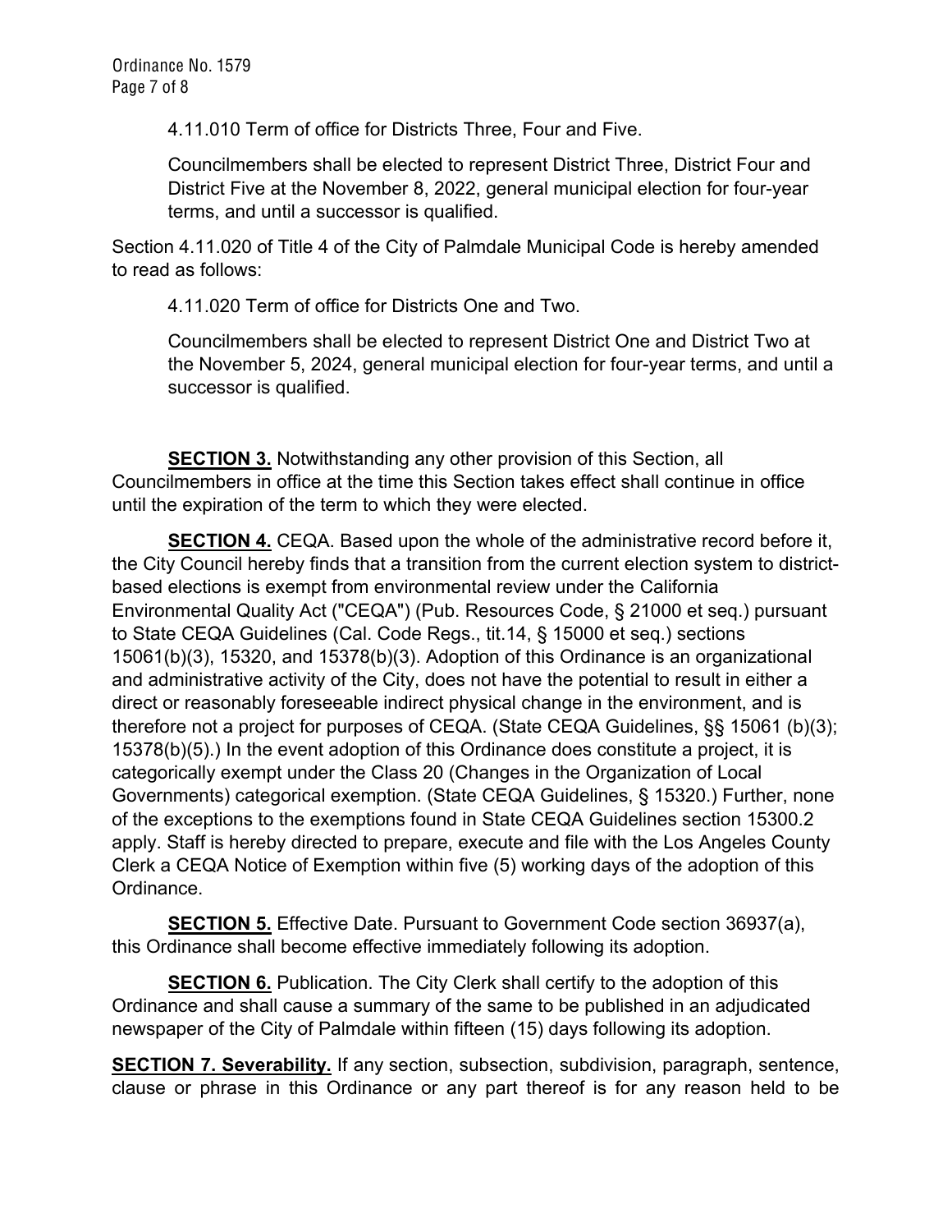4.11.010 Term of office for Districts Three, Four and Five.

Councilmembers shall be elected to represent District Three, District Four and District Five at the November 8, 2022, general municipal election for four-year terms, and until a successor is qualified.

Section 4.11.020 of Title 4 of the City of Palmdale Municipal Code is hereby amended to read as follows:

4.11.020 Term of office for Districts One and Two.

Councilmembers shall be elected to represent District One and District Two at the November 5, 2024, general municipal election for four-year terms, and until a successor is qualified.

**SECTION 3.** Notwithstanding any other provision of this Section, all Councilmembers in office at the time this Section takes effect shall continue in office until the expiration of the term to which they were elected.

**SECTION 4.** CEQA. Based upon the whole of the administrative record before it, the City Council hereby finds that a transition from the current election system to district-based elections is exempt from environmental review under the California Environmental Quality Act ("CEQA") (Pub. Resources Code, § 21000 et seq.) pursuant to State CEQA Guidelines (Cal. Code Regs., tit.14, § 15000 et seq.) sections 15061(b)(3), 15320, and 15378(b)(3). Adoption of this Ordinance is an organizational and administrative activity of the City, does not have the potential to result in either a direct or reasonably foreseeable indirect physical change in the environment, and is therefore not a project for purposes of CEQA. (State CEQA Guidelines, §§ 15061 (b)(3); 15378(b)(5).) In the event adoption of this Ordinance does constitute a project, it is categorically exempt under the Class 20 (Changes in the Organization of Local Governments) categorical exemption. (State CEQA Guidelines, § 15320.) Further, none of the exceptions to the exemptions found in State CEQA Guidelines section 15300.2 apply. Staff is hereby directed to prepare, execute and file with the Los Angeles County Clerk a CEQA Notice of Exemption within five (5) working days of the adoption of this Ordinance.

**SECTION 5.** Effective Date. Pursuant to Government Code section 36937(a), this Ordinance shall become effective immediately following its adoption.

**SECTION 6.** Publication. The City Clerk shall certify to the adoption of this Ordinance and shall cause a summary of the same to be published in an adjudicated newspaper of the City of Palmdale within fifteen (15) days following its adoption.

**SECTION 7. Severability.** If any section, subsection, subdivision, paragraph, sentence, clause or phrase in this Ordinance or any part thereof is for any reason held to be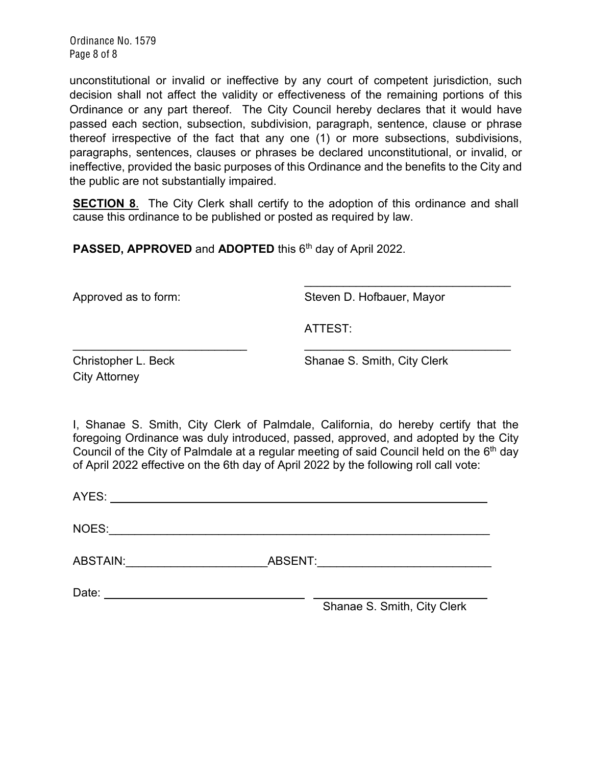unconstitutional or invalid or ineffective by any court of competent jurisdiction, such decision shall not affect the validity or effectiveness of the remaining portions of this Ordinance or any part thereof. The City Council hereby declares that it would have passed each section, subsection, subdivision, paragraph, sentence, clause or phrase thereof irrespective of the fact that any one (1) or more subsections, subdivisions, paragraphs, sentences, clauses or phrases be declared unconstitutional, or invalid, or ineffective, provided the basic purposes of this Ordinance and the benefits to the City and the public are not substantially impaired.

**SECTION 8**. The City Clerk shall certify to the adoption of this ordinance and shall cause this ordinance to be published or posted as required by law.

**PASSED, APPROVED** and **ADOPTED** this 6th day of April 2022.

Approved as to form:

_______________________________
Steven D. Hofbauer, Mayor

ATTEST:

_______________________________
Christopher L. Beck
City Attorney

_______________________________
Shanae S. Smith, City Clerk

I, Shanae S. Smith, City Clerk of Palmdale, California, do hereby certify that the foregoing Ordinance was duly introduced, passed, approved, and adopted by the City Council of the City of Palmdale at a regular meeting of said Council held on the 6th day of April 2022 effective on the 6th day of April 2022 by the following roll call vote:

AYES: _______________________________

NOES: _______________________________

ABSTAIN: ____________________ ABSENT: ____________________

Date: ____________________

_______________________________
Shanae S. Smith, City Clerk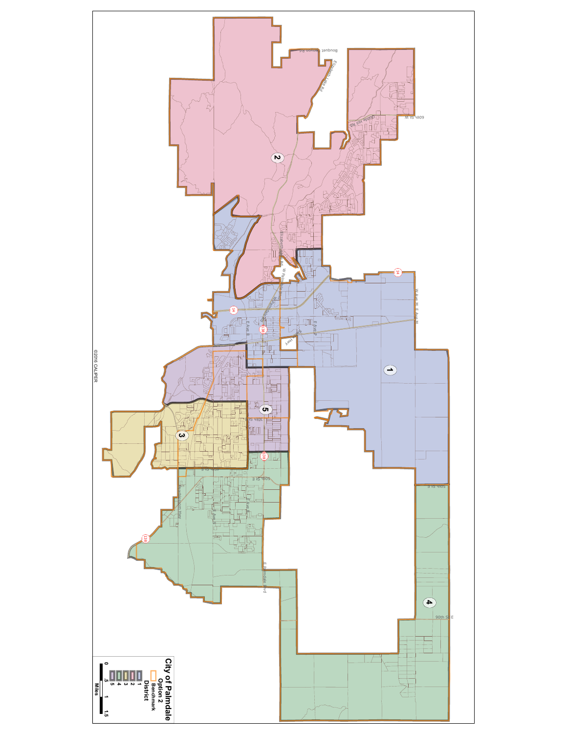# City of Palmdale

**Option 2**

Benchmark

District

1

2

3

4

5

0 .5 1 1.5

Miles

©2016 CALIPER

Bouquet Canyon Rd

Elizabeth Lake Rd

Godde Hill Rd

60th St W

W Palmdale Blvd

Sierra Hwy

E Ave R

E Ave P

W Ave M E Ave M

30th St E

45th St E

50th St E

E Ave S

Pearblossom Hwy

E Palmdale Blvd

90th St E

14

138